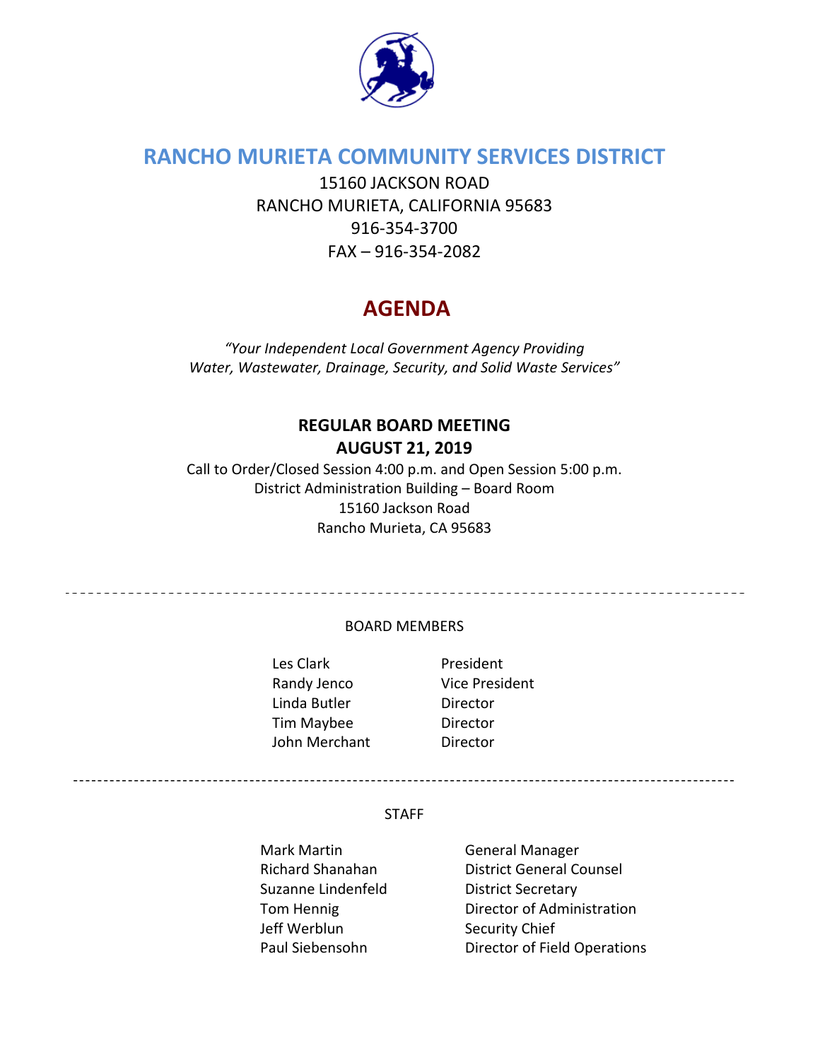# RANCHO MURIETA COMMUNITY SERVICES DISTRICT

15160 JACKSON ROAD
RANCHO MURIETA, CALIFORNIA 95683
916-354-3700
FAX – 916-354-2082

# AGENDA

*"Your Independent Local Government Agency Providing Water, Wastewater, Drainage, Security, and Solid Waste Services"*

**REGULAR BOARD MEETING**
**AUGUST 21, 2019**

Call to Order/Closed Session 4:00 p.m. and Open Session 5:00 p.m.
District Administration Building – Board Room
15160 Jackson Road
Rancho Murieta, CA 95683

---

BOARD MEMBERS

| | |
|---|---|
| Les Clark | President |
| Randy Jenco | Vice President |
| Linda Butler | Director |
| Tim Maybee | Director |
| John Merchant | Director |

---

STAFF

| | |
|---|---|
| Mark Martin | General Manager |
| Richard Shanahan | District General Counsel |
| Suzanne Lindenfeld | District Secretary |
| Tom Hennig | Director of Administration |
| Jeff Werblun | Security Chief |
| Paul Siebensohn | Director of Field Operations |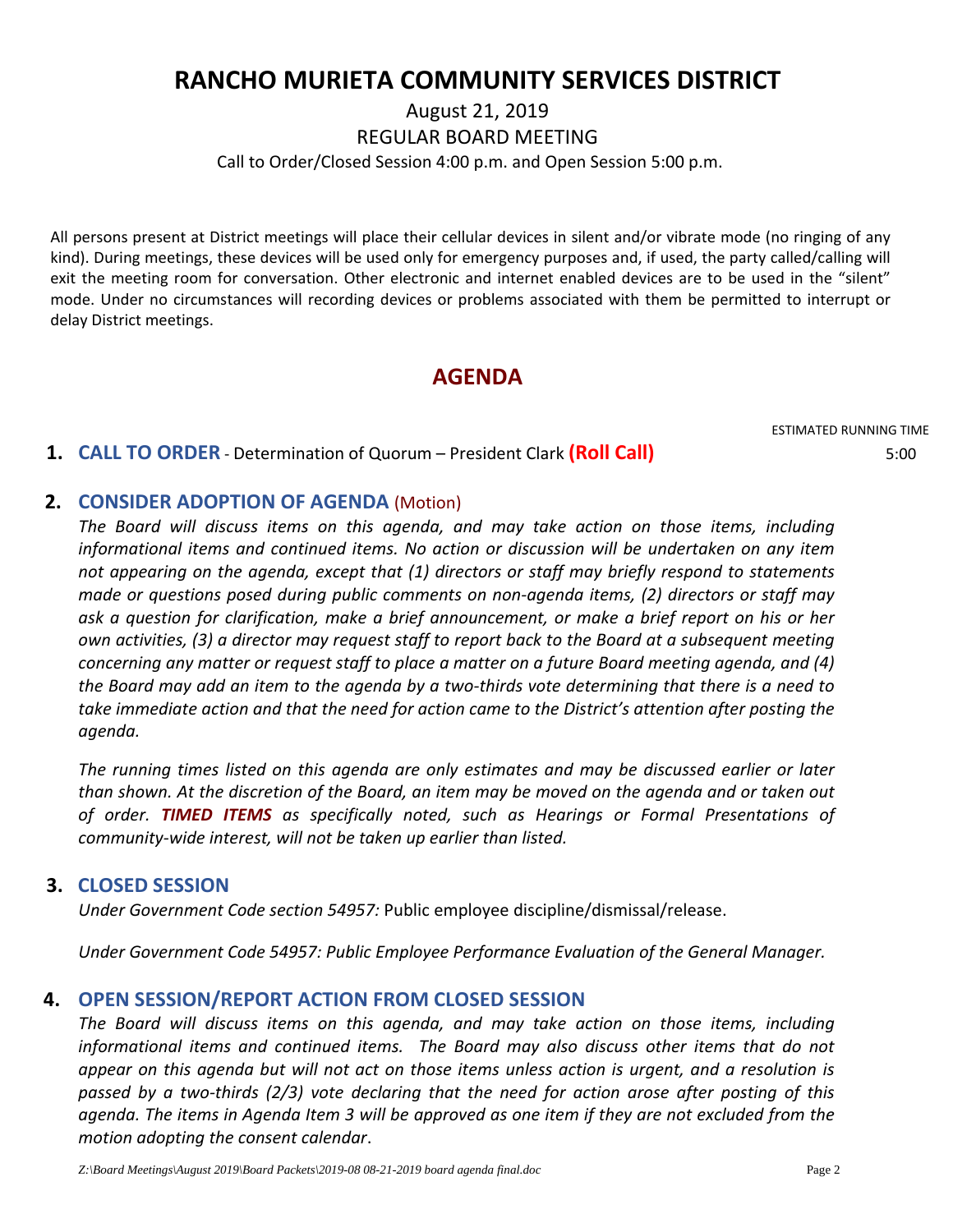# RANCHO MURIETA COMMUNITY SERVICES DISTRICT

August 21, 2019

REGULAR BOARD MEETING

Call to Order/Closed Session 4:00 p.m. and Open Session 5:00 p.m.

All persons present at District meetings will place their cellular devices in silent and/or vibrate mode (no ringing of any kind). During meetings, these devices will be used only for emergency purposes and, if used, the party called/calling will exit the meeting room for conversation. Other electronic and internet enabled devices are to be used in the "silent" mode. Under no circumstances will recording devices or problems associated with them be permitted to interrupt or delay District meetings.

## AGENDA

ESTIMATED RUNNING TIME

**1. CALL TO ORDER** - Determination of Quorum – President Clark **(Roll Call)** 5:00

**2. CONSIDER ADOPTION OF AGENDA** (Motion)

*The Board will discuss items on this agenda, and may take action on those items, including informational items and continued items. No action or discussion will be undertaken on any item not appearing on the agenda, except that (1) directors or staff may briefly respond to statements made or questions posed during public comments on non-agenda items, (2) directors or staff may ask a question for clarification, make a brief announcement, or make a brief report on his or her own activities, (3) a director may request staff to report back to the Board at a subsequent meeting concerning any matter or request staff to place a matter on a future Board meeting agenda, and (4) the Board may add an item to the agenda by a two-thirds vote determining that there is a need to take immediate action and that the need for action came to the District's attention after posting the agenda.*

*The running times listed on this agenda are only estimates and may be discussed earlier or later than shown. At the discretion of the Board, an item may be moved on the agenda and or taken out of order.* ***TIMED ITEMS*** *as specifically noted, such as Hearings or Formal Presentations of community-wide interest, will not be taken up earlier than listed.*

**3. CLOSED SESSION**

*Under Government Code section 54957:* Public employee discipline/dismissal/release.

*Under Government Code 54957: Public Employee Performance Evaluation of the General Manager.*

**4. OPEN SESSION/REPORT ACTION FROM CLOSED SESSION**

*The Board will discuss items on this agenda, and may take action on those items, including informational items and continued items. The Board may also discuss other items that do not appear on this agenda but will not act on those items unless action is urgent, and a resolution is passed by a two-thirds (2/3) vote declaring that the need for action arose after posting of this agenda. The items in Agenda Item 3 will be approved as one item if they are not excluded from the motion adopting the consent calendar.*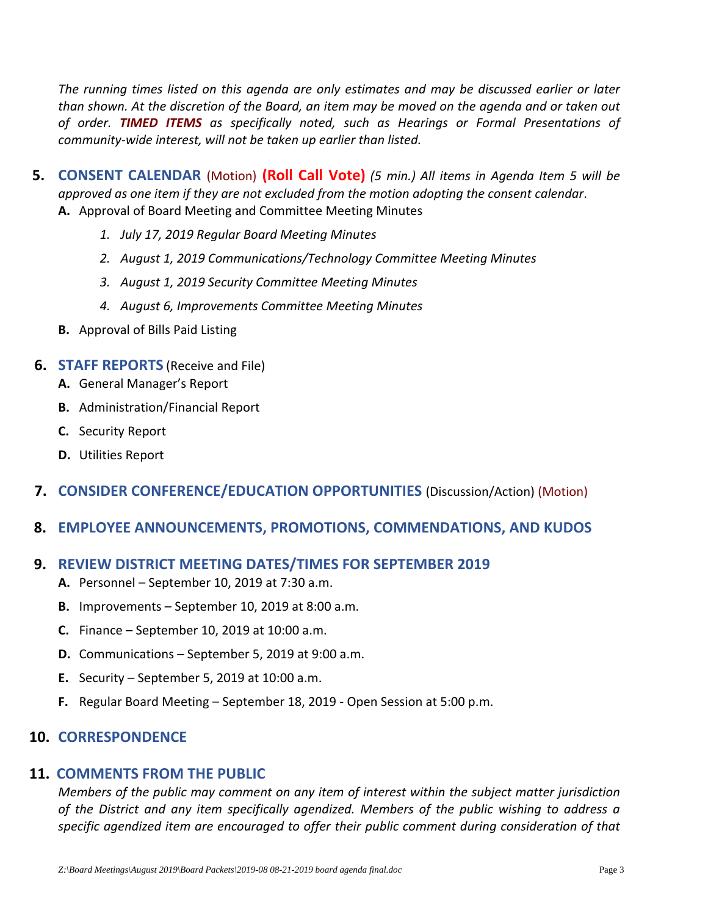*The running times listed on this agenda are only estimates and may be discussed earlier or later than shown. At the discretion of the Board, an item may be moved on the agenda and or taken out of order.* ***TIMED ITEMS*** *as specifically noted, such as Hearings or Formal Presentations of community-wide interest, will not be taken up earlier than listed.*

**5. CONSENT CALENDAR** (Motion) **(Roll Call Vote)** *(5 min.) All items in Agenda Item 5 will be approved as one item if they are not excluded from the motion adopting the consent calendar*.

**A.** Approval of Board Meeting and Committee Meeting Minutes

1. *July 17, 2019 Regular Board Meeting Minutes*
2. *August 1, 2019 Communications/Technology Committee Meeting Minutes*
3. *August 1, 2019 Security Committee Meeting Minutes*
4. *August 6, Improvements Committee Meeting Minutes*

**B.** Approval of Bills Paid Listing

**6. STAFF REPORTS** (Receive and File)

**A.** General Manager's Report

**B.** Administration/Financial Report

**C.** Security Report

**D.** Utilities Report

**7. CONSIDER CONFERENCE/EDUCATION OPPORTUNITIES** (Discussion/Action) (Motion)

**8. EMPLOYEE ANNOUNCEMENTS, PROMOTIONS, COMMENDATIONS, AND KUDOS**

**9. REVIEW DISTRICT MEETING DATES/TIMES FOR SEPTEMBER 2019**

**A.** Personnel – September 10, 2019 at 7:30 a.m.

**B.** Improvements – September 10, 2019 at 8:00 a.m.

**C.** Finance – September 10, 2019 at 10:00 a.m.

**D.** Communications – September 5, 2019 at 9:00 a.m.

**E.** Security – September 5, 2019 at 10:00 a.m.

**F.** Regular Board Meeting – September 18, 2019 - Open Session at 5:00 p.m.

**10. CORRESPONDENCE**

**11. COMMENTS FROM THE PUBLIC**

*Members of the public may comment on any item of interest within the subject matter jurisdiction of the District and any item specifically agendized. Members of the public wishing to address a specific agendized item are encouraged to offer their public comment during consideration of that*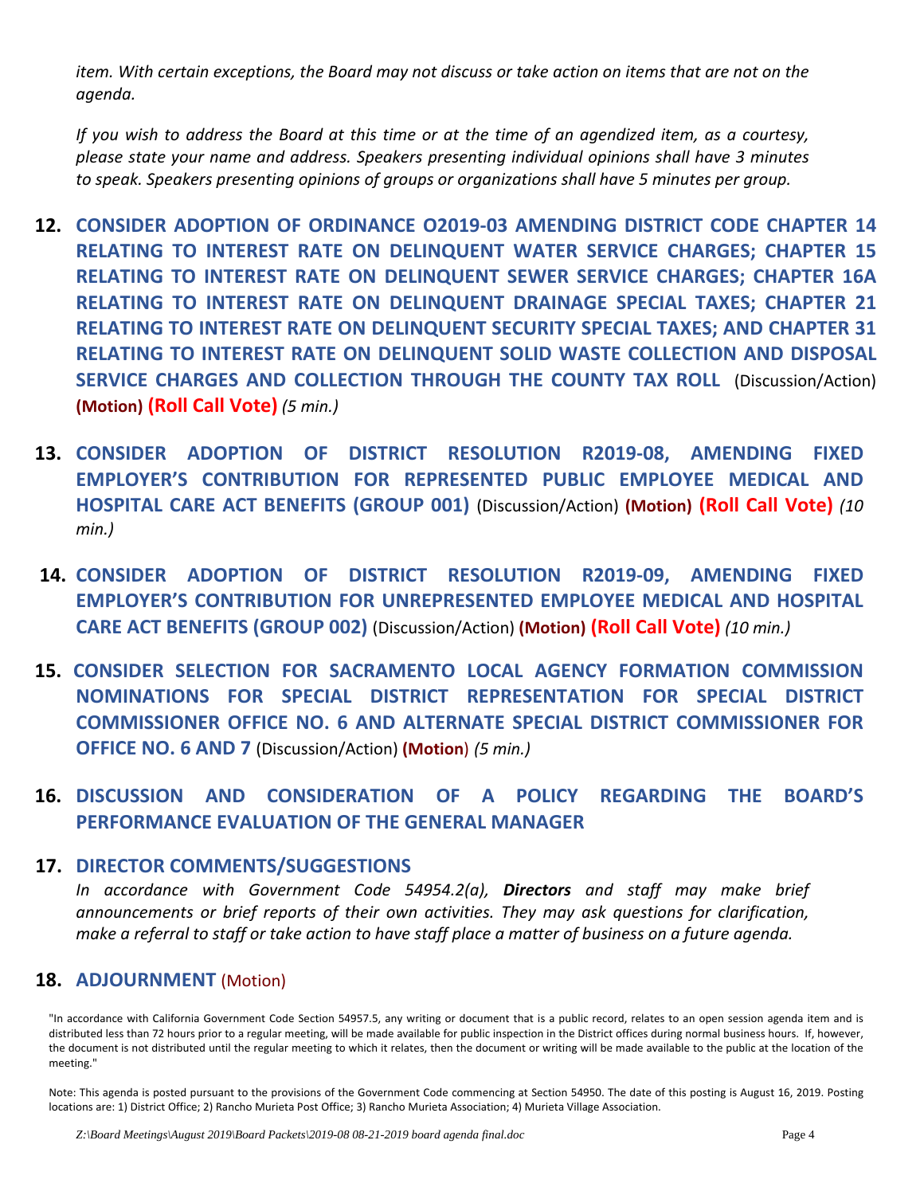*item. With certain exceptions, the Board may not discuss or take action on items that are not on the agenda.*

*If you wish to address the Board at this time or at the time of an agendized item, as a courtesy, please state your name and address. Speakers presenting individual opinions shall have 3 minutes to speak. Speakers presenting opinions of groups or organizations shall have 5 minutes per group.*

**12. CONSIDER ADOPTION OF ORDINANCE O2019-03 AMENDING DISTRICT CODE CHAPTER 14 RELATING TO INTEREST RATE ON DELINQUENT WATER SERVICE CHARGES; CHAPTER 15 RELATING TO INTEREST RATE ON DELINQUENT SEWER SERVICE CHARGES; CHAPTER 16A RELATING TO INTEREST RATE ON DELINQUENT DRAINAGE SPECIAL TAXES; CHAPTER 21 RELATING TO INTEREST RATE ON DELINQUENT SECURITY SPECIAL TAXES; AND CHAPTER 31 RELATING TO INTEREST RATE ON DELINQUENT SOLID WASTE COLLECTION AND DISPOSAL SERVICE CHARGES AND COLLECTION THROUGH THE COUNTY TAX ROLL** (Discussion/Action) **(Motion)** **(Roll Call Vote)** *(5 min.)*

**13. CONSIDER ADOPTION OF DISTRICT RESOLUTION R2019-08, AMENDING FIXED EMPLOYER'S CONTRIBUTION FOR REPRESENTED PUBLIC EMPLOYEE MEDICAL AND HOSPITAL CARE ACT BENEFITS (GROUP 001)** (Discussion/Action) **(Motion)** **(Roll Call Vote)** *(10 min.)*

**14. CONSIDER ADOPTION OF DISTRICT RESOLUTION R2019-09, AMENDING FIXED EMPLOYER'S CONTRIBUTION FOR UNREPRESENTED EMPLOYEE MEDICAL AND HOSPITAL CARE ACT BENEFITS (GROUP 002)** (Discussion/Action) **(Motion)** **(Roll Call Vote)** *(10 min.)*

**15. CONSIDER SELECTION FOR SACRAMENTO LOCAL AGENCY FORMATION COMMISSION NOMINATIONS FOR SPECIAL DISTRICT REPRESENTATION FOR SPECIAL DISTRICT COMMISSIONER OFFICE NO. 6 AND ALTERNATE SPECIAL DISTRICT COMMISSIONER FOR OFFICE NO. 6 AND 7** (Discussion/Action) **(Motion)** *(5 min.)*

**16. DISCUSSION AND CONSIDERATION OF A POLICY REGARDING THE BOARD'S PERFORMANCE EVALUATION OF THE GENERAL MANAGER**

**17. DIRECTOR COMMENTS/SUGGESTIONS**

*In accordance with Government Code 54954.2(a), **Directors** and staff may make brief announcements or brief reports of their own activities. They may ask questions for clarification, make a referral to staff or take action to have staff place a matter of business on a future agenda.*

**18. ADJOURNMENT** (Motion)

"In accordance with California Government Code Section 54957.5, any writing or document that is a public record, relates to an open session agenda item and is distributed less than 72 hours prior to a regular meeting, will be made available for public inspection in the District offices during normal business hours. If, however, the document is not distributed until the regular meeting to which it relates, then the document or writing will be made available to the public at the location of the meeting."

Note: This agenda is posted pursuant to the provisions of the Government Code commencing at Section 54950. The date of this posting is August 16, 2019. Posting locations are: 1) District Office; 2) Rancho Murieta Post Office; 3) Rancho Murieta Association; 4) Murieta Village Association.

*Z:\Board Meetings\August 2019\Board Packets\2019-08 08-21-2019 board agenda final.doc*